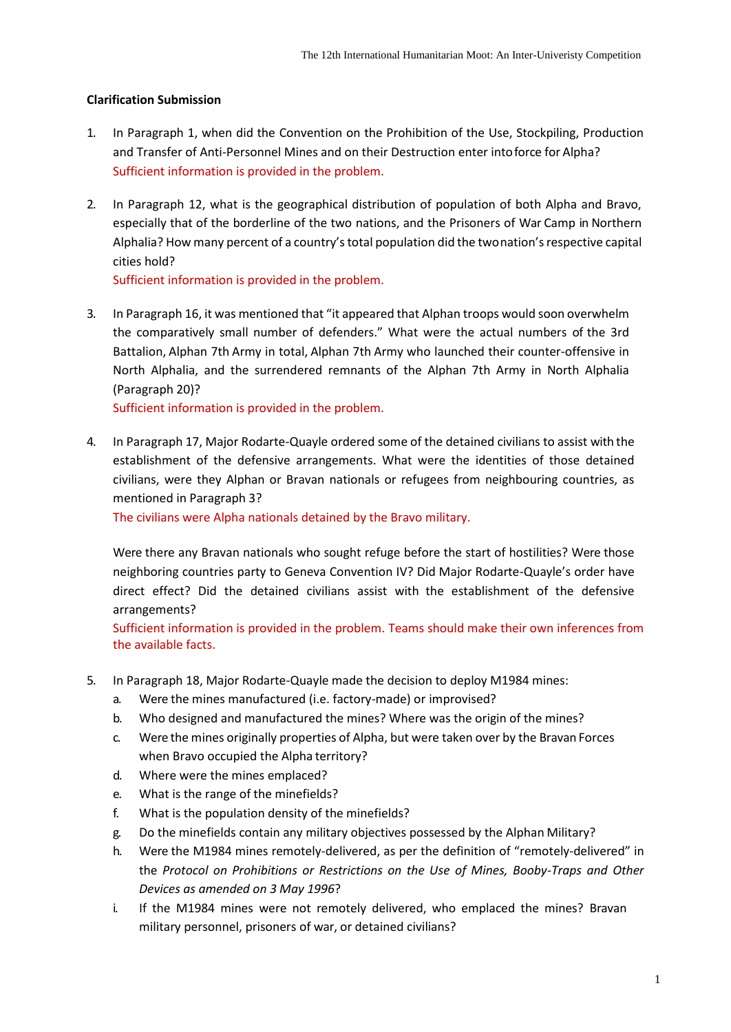**Clarification Submission**

1. In Paragraph 1, when did the Convention on the Prohibition of the Use, Stockpiling, Production and Transfer of Anti-Personnel Mines and on their Destruction enter into force for Alpha?
   Sufficient information is provided in the problem.

2. In Paragraph 12, what is the geographical distribution of population of both Alpha and Bravo, especially that of the borderline of the two nations, and the Prisoners of War Camp in Northern Alphalia? How many percent of a country's total population did the two nation's respective capital cities hold?
   Sufficient information is provided in the problem.

3. In Paragraph 16, it was mentioned that "it appeared that Alphan troops would soon overwhelm the comparatively small number of defenders." What were the actual numbers of the 3rd Battalion, Alphan 7th Army in total, Alphan 7th Army who launched their counter-offensive in North Alphalia, and the surrendered remnants of the Alphan 7th Army in North Alphalia (Paragraph 20)?
   Sufficient information is provided in the problem.

4. In Paragraph 17, Major Rodarte-Quayle ordered some of the detained civilians to assist with the establishment of the defensive arrangements. What were the identities of those detained civilians, were they Alphan or Bravan nationals or refugees from neighbouring countries, as mentioned in Paragraph 3?
   The civilians were Alpha nationals detained by the Bravo military.

   Were there any Bravan nationals who sought refuge before the start of hostilities? Were those neighboring countries party to Geneva Convention IV? Did Major Rodarte-Quayle's order have direct effect? Did the detained civilians assist with the establishment of the defensive arrangements?
   Sufficient information is provided in the problem. Teams should make their own inferences from the available facts.

5. In Paragraph 18, Major Rodarte-Quayle made the decision to deploy M1984 mines:
   a. Were the mines manufactured (i.e. factory-made) or improvised?
   b. Who designed and manufactured the mines? Where was the origin of the mines?
   c. Were the mines originally properties of Alpha, but were taken over by the Bravan Forces when Bravo occupied the Alpha territory?
   d. Where were the mines emplaced?
   e. What is the range of the minefields?
   f. What is the population density of the minefields?
   g. Do the minefields contain any military objectives possessed by the Alphan Military?
   h. Were the M1984 mines remotely-delivered, as per the definition of "remotely-delivered" in the *Protocol on Prohibitions or Restrictions on the Use of Mines, Booby-Traps and Other Devices as amended on 3 May 1996*?
   i. If the M1984 mines were not remotely delivered, who emplaced the mines? Bravan military personnel, prisoners of war, or detained civilians?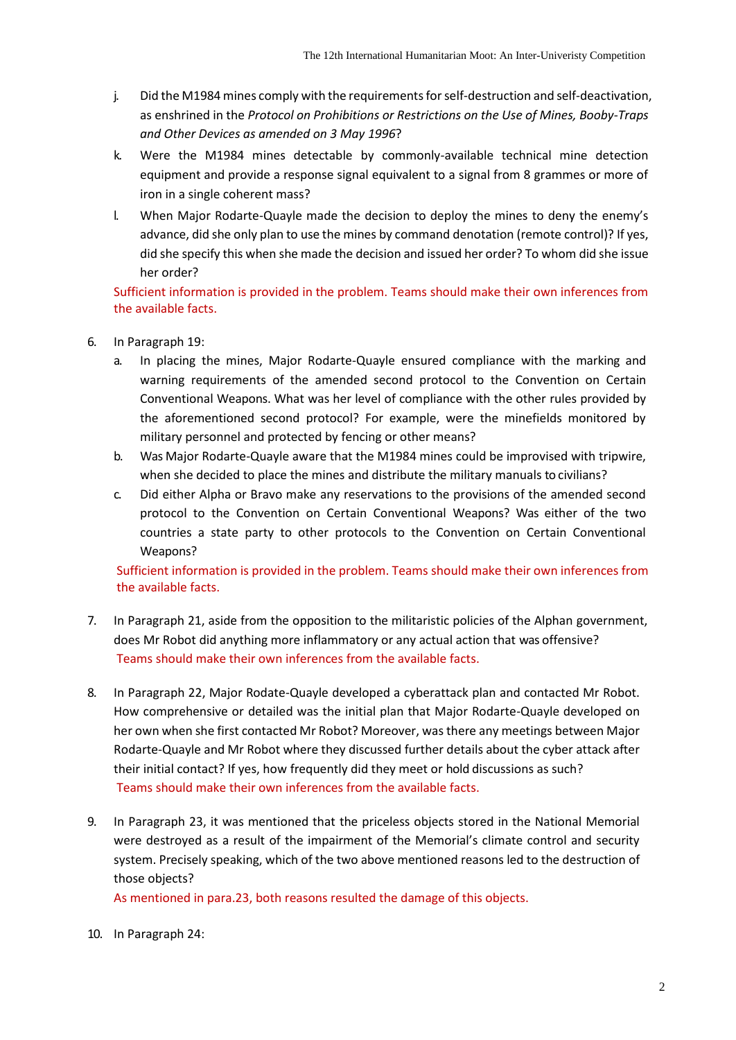j. Did the M1984 mines comply with the requirements for self-destruction and self-deactivation, as enshrined in the *Protocol on Prohibitions or Restrictions on the Use of Mines, Booby-Traps and Other Devices as amended on 3 May 1996*?

k. Were the M1984 mines detectable by commonly-available technical mine detection equipment and provide a response signal equivalent to a signal from 8 grammes or more of iron in a single coherent mass?

l. When Major Rodarte-Quayle made the decision to deploy the mines to deny the enemy's advance, did she only plan to use the mines by command denotation (remote control)? If yes, did she specify this when she made the decision and issued her order? To whom did she issue her order?

Sufficient information is provided in the problem. Teams should make their own inferences from the available facts.

6. In Paragraph 19:

    a. In placing the mines, Major Rodarte-Quayle ensured compliance with the marking and warning requirements of the amended second protocol to the Convention on Certain Conventional Weapons. What was her level of compliance with the other rules provided by the aforementioned second protocol? For example, were the minefields monitored by military personnel and protected by fencing or other means?

    b. Was Major Rodarte-Quayle aware that the M1984 mines could be improvised with tripwire, when she decided to place the mines and distribute the military manuals to civilians?

    c. Did either Alpha or Bravo make any reservations to the provisions of the amended second protocol to the Convention on Certain Conventional Weapons? Was either of the two countries a state party to other protocols to the Convention on Certain Conventional Weapons?

    Sufficient information is provided in the problem. Teams should make their own inferences from the available facts.

7. In Paragraph 21, aside from the opposition to the militaristic policies of the Alphan government, does Mr Robot did anything more inflammatory or any actual action that was offensive?

    Teams should make their own inferences from the available facts.

8. In Paragraph 22, Major Rodate-Quayle developed a cyberattack plan and contacted Mr Robot. How comprehensive or detailed was the initial plan that Major Rodarte-Quayle developed on her own when she first contacted Mr Robot? Moreover, was there any meetings between Major Rodarte-Quayle and Mr Robot where they discussed further details about the cyber attack after their initial contact? If yes, how frequently did they meet or hold discussions as such?

    Teams should make their own inferences from the available facts.

9. In Paragraph 23, it was mentioned that the priceless objects stored in the National Memorial were destroyed as a result of the impairment of the Memorial's climate control and security system. Precisely speaking, which of the two above mentioned reasons led to the destruction of those objects?

    As mentioned in para.23, both reasons resulted the damage of this objects.

10. In Paragraph 24: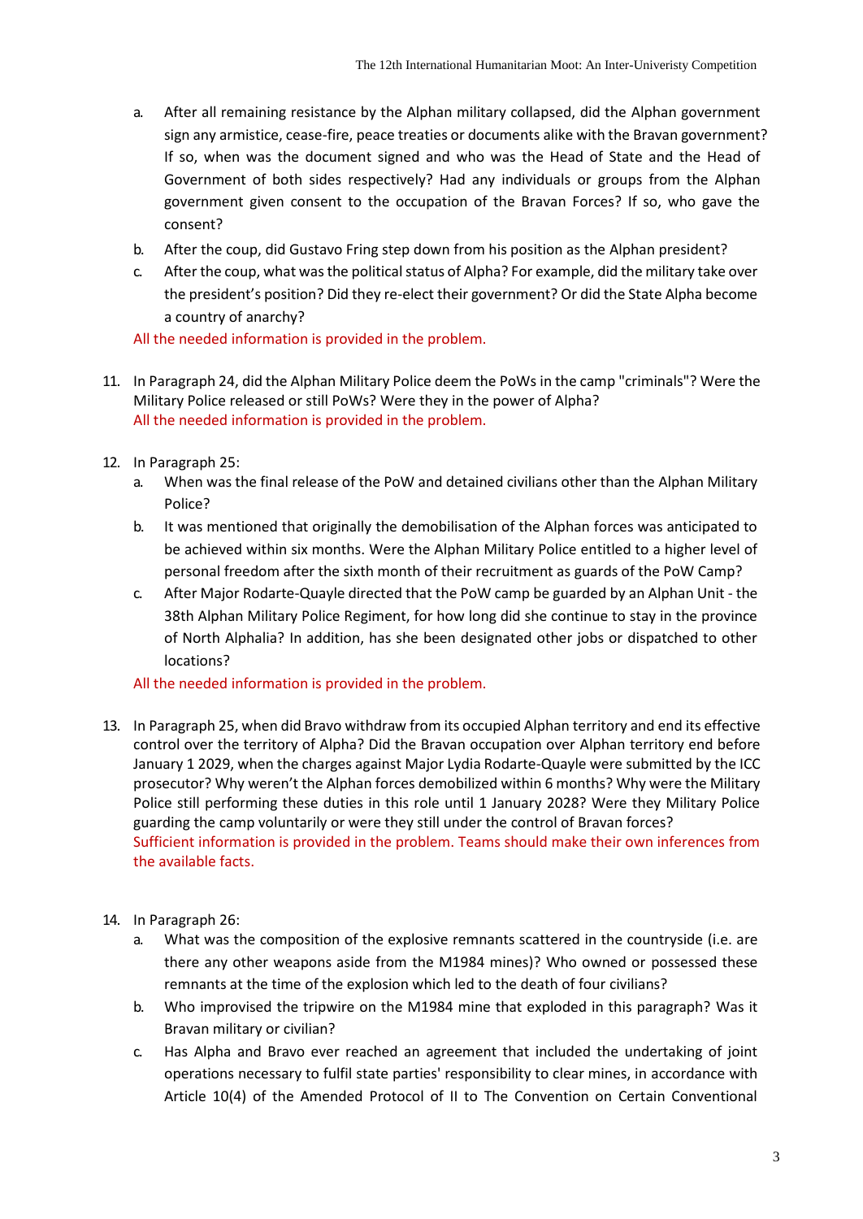a. After all remaining resistance by the Alphan military collapsed, did the Alphan government sign any armistice, cease-fire, peace treaties or documents alike with the Bravan government? If so, when was the document signed and who was the Head of State and the Head of Government of both sides respectively? Had any individuals or groups from the Alphan government given consent to the occupation of the Bravan Forces? If so, who gave the consent?
b. After the coup, did Gustavo Fring step down from his position as the Alphan president?
c. After the coup, what was the political status of Alpha? For example, did the military take over the president's position? Did they re-elect their government? Or did the State Alpha become a country of anarchy?

All the needed information is provided in the problem.

11. In Paragraph 24, did the Alphan Military Police deem the PoWs in the camp "criminals"? Were the Military Police released or still PoWs? Were they in the power of Alpha?
All the needed information is provided in the problem.

12. In Paragraph 25:
    a. When was the final release of the PoW and detained civilians other than the Alphan Military Police?
    b. It was mentioned that originally the demobilisation of the Alphan forces was anticipated to be achieved within six months. Were the Alphan Military Police entitled to a higher level of personal freedom after the sixth month of their recruitment as guards of the PoW Camp?
    c. After Major Rodarte-Quayle directed that the PoW camp be guarded by an Alphan Unit - the 38th Alphan Military Police Regiment, for how long did she continue to stay in the province of North Alphalia? In addition, has she been designated other jobs or dispatched to other locations?

    All the needed information is provided in the problem.

13. In Paragraph 25, when did Bravo withdraw from its occupied Alphan territory and end its effective control over the territory of Alpha? Did the Bravan occupation over Alphan territory end before January 1 2029, when the charges against Major Lydia Rodarte-Quayle were submitted by the ICC prosecutor? Why weren't the Alphan forces demobilized within 6 months? Why were the Military Police still performing these duties in this role until 1 January 2028? Were they Military Police guarding the camp voluntarily or were they still under the control of Bravan forces?
Sufficient information is provided in the problem. Teams should make their own inferences from the available facts.

14. In Paragraph 26:
    a. What was the composition of the explosive remnants scattered in the countryside (i.e. are there any other weapons aside from the M1984 mines)? Who owned or possessed these remnants at the time of the explosion which led to the death of four civilians?
    b. Who improvised the tripwire on the M1984 mine that exploded in this paragraph? Was it Bravan military or civilian?
    c. Has Alpha and Bravo ever reached an agreement that included the undertaking of joint operations necessary to fulfil state parties' responsibility to clear mines, in accordance with Article 10(4) of the Amended Protocol of II to The Convention on Certain Conventional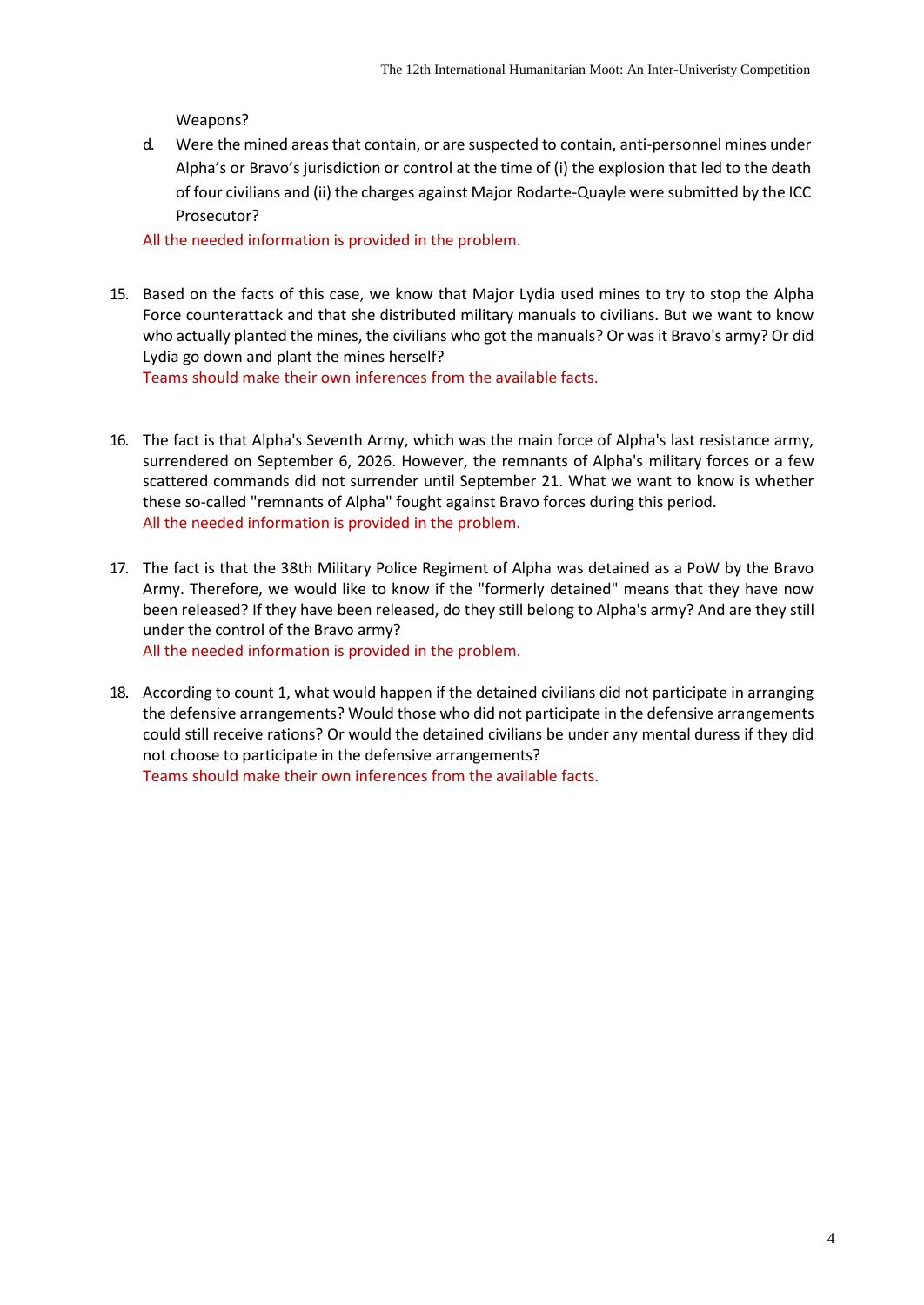Weapons?

d. Were the mined areas that contain, or are suspected to contain, anti-personnel mines under Alpha's or Bravo's jurisdiction or control at the time of (i) the explosion that led to the death of four civilians and (ii) the charges against Major Rodarte-Quayle were submitted by the ICC Prosecutor?

All the needed information is provided in the problem.

15. Based on the facts of this case, we know that Major Lydia used mines to try to stop the Alpha Force counterattack and that she distributed military manuals to civilians. But we want to know who actually planted the mines, the civilians who got the manuals? Or was it Bravo's army? Or did Lydia go down and plant the mines herself?
Teams should make their own inferences from the available facts.

16. The fact is that Alpha's Seventh Army, which was the main force of Alpha's last resistance army, surrendered on September 6, 2026. However, the remnants of Alpha's military forces or a few scattered commands did not surrender until September 21. What we want to know is whether these so-called "remnants of Alpha" fought against Bravo forces during this period.
All the needed information is provided in the problem.

17. The fact is that the 38th Military Police Regiment of Alpha was detained as a PoW by the Bravo Army. Therefore, we would like to know if the "formerly detained" means that they have now been released? If they have been released, do they still belong to Alpha's army? And are they still under the control of the Bravo army?
All the needed information is provided in the problem.

18. According to count 1, what would happen if the detained civilians did not participate in arranging the defensive arrangements? Would those who did not participate in the defensive arrangements could still receive rations? Or would the detained civilians be under any mental duress if they did not choose to participate in the defensive arrangements?
Teams should make their own inferences from the available facts.